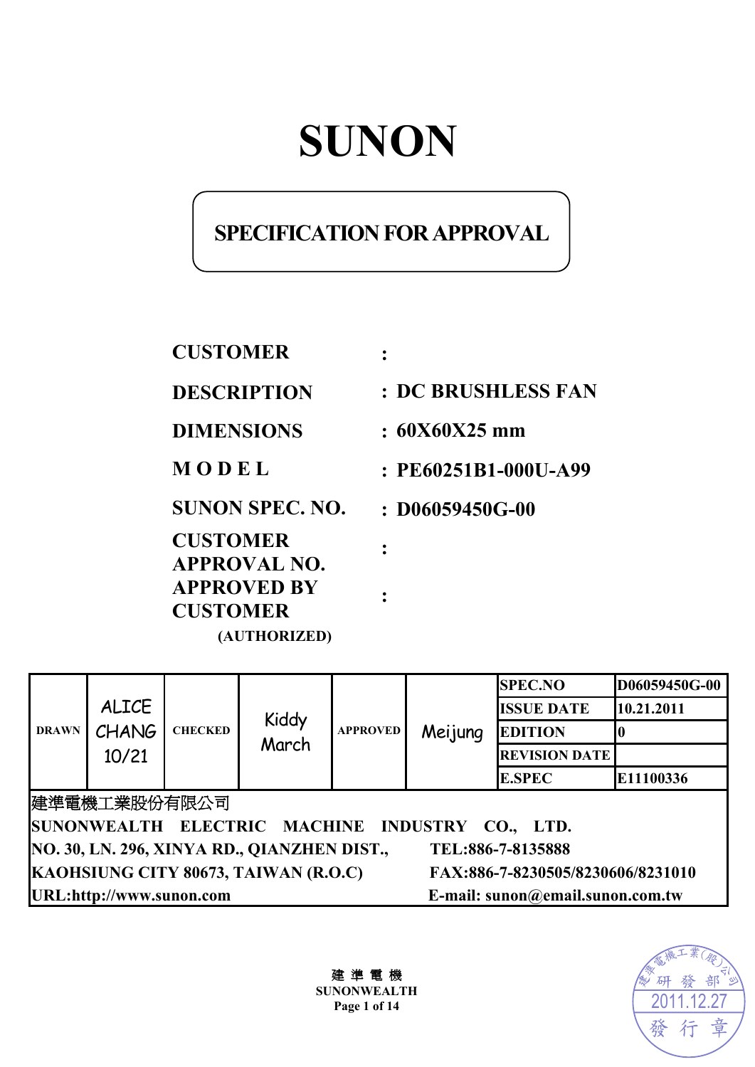# SUNON

## SPECIFICATION FOR APPROVAL

| | | |
|---|---|---|
| **CUSTOMER** | **:** | |
| **DESCRIPTION** | **:** | **DC BRUSHLESS FAN** |
| **DIMENSIONS** | **:** | **60X60X25 mm** |
| **M O D E L** | **:** | **PE60251B1-000U-A99** |
| **SUNON SPEC. NO.** | **:** | **D06059450G-00** |
| **CUSTOMER APPROVAL NO.** | **:** | |
| **APPROVED BY CUSTOMER (AUTHORIZED)** | **:** | |

| DRAWN | ALICE CHANG 10/21 | CHECKED | Kiddy March | APPROVED | Meijung | SPEC.NO | D06059450G-00 |
|---|---|---|---|---|---|---|---|
| | | | | | | ISSUE DATE | 10.21.2011 |
| | | | | | | EDITION | 0 |
| | | | | | | REVISION DATE | |
| | | | | | | E.SPEC | E11100336 |

建準電機工業股份有限公司
**SUNONWEALTH ELECTRIC MACHINE INDUSTRY CO., LTD.**
**NO. 30, LN. 296, XINYA RD., QIANZHEN DIST., KAOHSIUNG CITY 80673, TAIWAN (R.O.C)**
**TEL:886-7-8135888**
**FAX:886-7-8230505/8230606/8231010**
**URL:http://www.sunon.com**
**E-mail: sunon@email.sunon.com.tw**

建準電機工業(股)公司 研發部 2011.12.27 發行章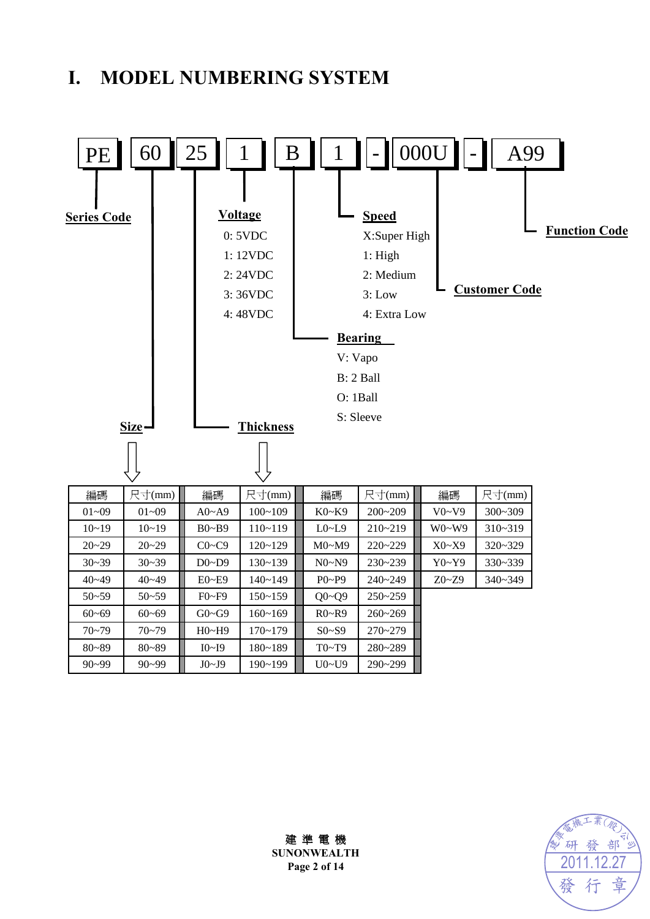# I. MODEL NUMBERING SYSTEM

| PE | 60 | 25 | 1 | B | 1 | - | 000U | - | A99 |
|---|---|---|---|---|---|---|---|---|---|

- **PE** — **Series Code**
- **60** — **Size**
- **25** — **Thickness**
- **1** — **Voltage**
  - 0: 5VDC
  - 1: 12VDC
  - 2: 24VDC
  - 3: 36VDC
  - 4: 48VDC
- **B** — **Bearing**
  - V: Vapo
  - B: 2 Ball
  - O: 1Ball
  - S: Sleeve
- **1** — **Speed**
  - X:Super High
  - 1: High
  - 2: Medium
  - 3: Low
  - 4: Extra Low
- **000U** — **Customer Code**
- **A99** — **Function Code**

Size / Thickness:

| 編碼 | 尺寸(mm) | 編碼 | 尺寸(mm) | 編碼 | 尺寸(mm) | 編碼 | 尺寸(mm) |
|---|---|---|---|---|---|---|---|
| 01~09 | 01~09 | A0~A9 | 100~109 | K0~K9 | 200~209 | V0~V9 | 300~309 |
| 10~19 | 10~19 | B0~B9 | 110~119 | L0~L9 | 210~219 | W0~W9 | 310~319 |
| 20~29 | 20~29 | C0~C9 | 120~129 | M0~M9 | 220~229 | X0~X9 | 320~329 |
| 30~39 | 30~39 | D0~D9 | 130~139 | N0~N9 | 230~239 | Y0~Y9 | 330~339 |
| 40~49 | 40~49 | E0~E9 | 140~149 | P0~P9 | 240~249 | Z0~Z9 | 340~349 |
| 50~59 | 50~59 | F0~F9 | 150~159 | Q0~Q9 | 250~259 | | |
| 60~69 | 60~69 | G0~G9 | 160~169 | R0~R9 | 260~269 | | |
| 70~79 | 70~79 | H0~H9 | 170~179 | S0~S9 | 270~279 | | |
| 80~89 | 80~89 | I0~I9 | 180~189 | T0~T9 | 280~289 | | |
| 90~99 | 90~99 | J0~J9 | 190~199 | U0~U9 | 290~299 | | |

建準電機工業(股)公司 研發部 2011.12.27 發行章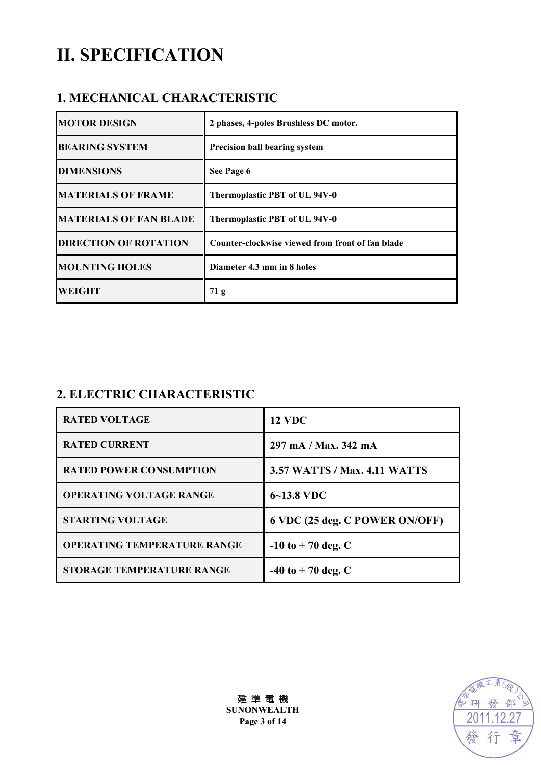# II. SPECIFICATION

## 1. MECHANICAL CHARACTERISTIC

| | |
|---|---|
| MOTOR DESIGN | 2 phases, 4-poles Brushless DC motor. |
| BEARING SYSTEM | Precision ball bearing system |
| DIMENSIONS | See Page 6 |
| MATERIALS OF FRAME | Thermoplastic PBT of UL 94V-0 |
| MATERIALS OF FAN BLADE | Thermoplastic PBT of UL 94V-0 |
| DIRECTION OF ROTATION | Counter-clockwise viewed from front of fan blade |
| MOUNTING HOLES | Diameter 4.3 mm in 8 holes |
| WEIGHT | 71 g |

## 2. ELECTRIC CHARACTERISTIC

| | |
|---|---|
| RATED VOLTAGE | 12 VDC |
| RATED CURRENT | 297 mA / Max. 342 mA |
| RATED POWER CONSUMPTION | 3.57 WATTS / Max. 4.11 WATTS |
| OPERATING VOLTAGE RANGE | 6~13.8 VDC |
| STARTING VOLTAGE | 6 VDC (25 deg. C POWER ON/OFF) |
| OPERATING TEMPERATURE RANGE | -10 to + 70 deg. C |
| STORAGE TEMPERATURE RANGE | -40 to + 70 deg. C |

建 準 電 機
SUNONWEALTH

建準電機工業(股)公司 研發部 2011.12.27 發行章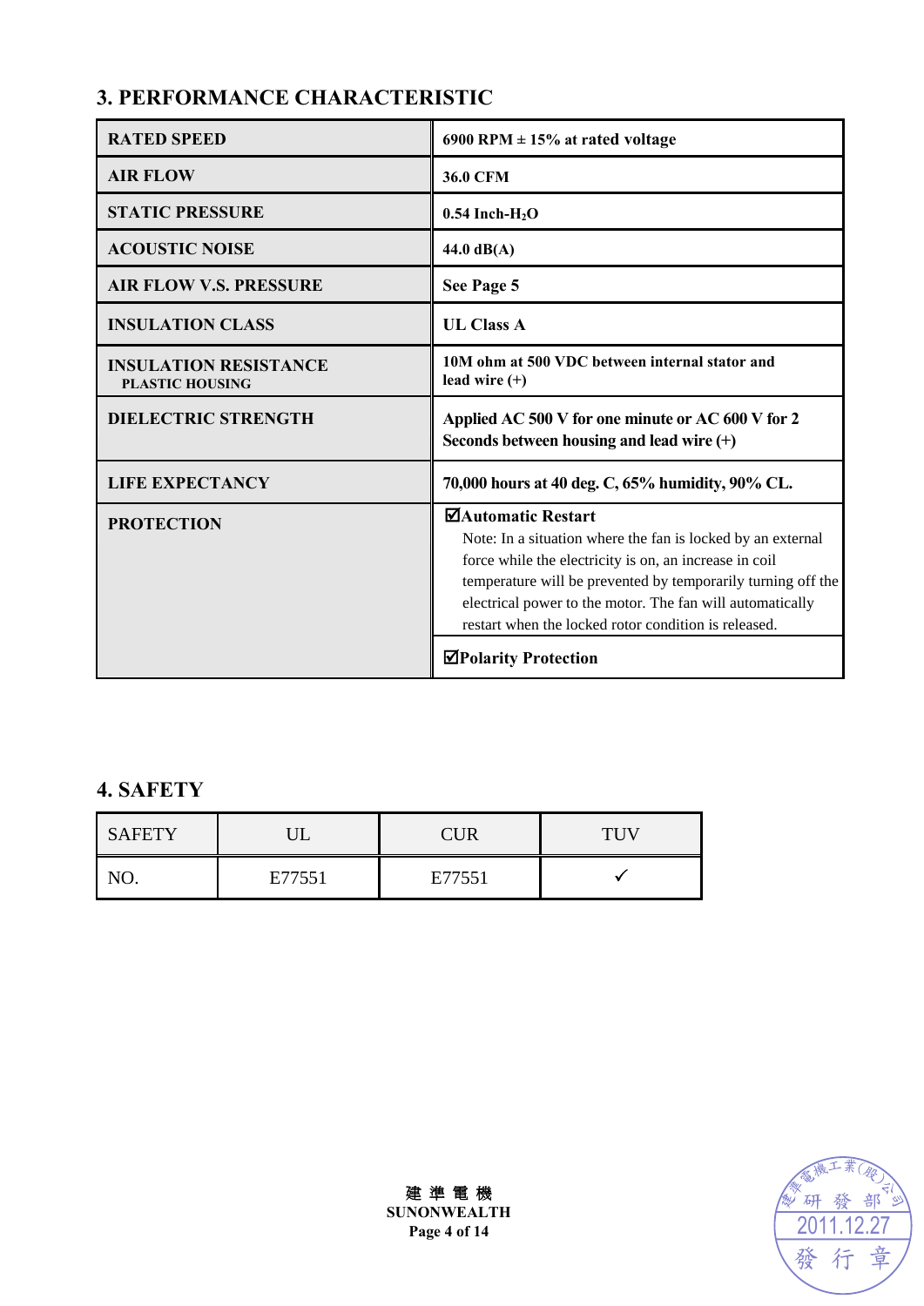## 3. PERFORMANCE CHARACTERISTIC

| | |
|---|---|
| **RATED SPEED** | **6900 RPM ± 15% at rated voltage** |
| **AIR FLOW** | **36.0 CFM** |
| **STATIC PRESSURE** | **0.54 Inch-$H_2O$** |
| **ACOUSTIC NOISE** | **44.0 dB(A)** |
| **AIR FLOW V.S. PRESSURE** | **See Page 5** |
| **INSULATION CLASS** | **UL Class A** |
| **INSULATION RESISTANCE** PLASTIC HOUSING | **10M ohm at 500 VDC between internal stator and lead wire (+)** |
| **DIELECTRIC STRENGTH** | **Applied AC 500 V for one minute or AC 600 V for 2 Seconds between housing and lead wire (+)** |
| **LIFE EXPECTANCY** | **70,000 hours at 40 deg. C, 65% humidity, 90% CL.** |
| **PROTECTION** | ☑**Automatic Restart** Note: In a situation where the fan is locked by an external force while the electricity is on, an increase in coil temperature will be prevented by temporarily turning off the electrical power to the motor. The fan will automatically restart when the locked rotor condition is released. |
| | ☑**Polarity Protection** |

## 4. SAFETY

| SAFETY | UL | CUR | TUV |
|---|---|---|---|
| NO. | E77551 | E77551 | ✓ |

建 準 電 機
SUNONWEALTH

建準電機工業(股)公司 研發部 2011.12.27 發行章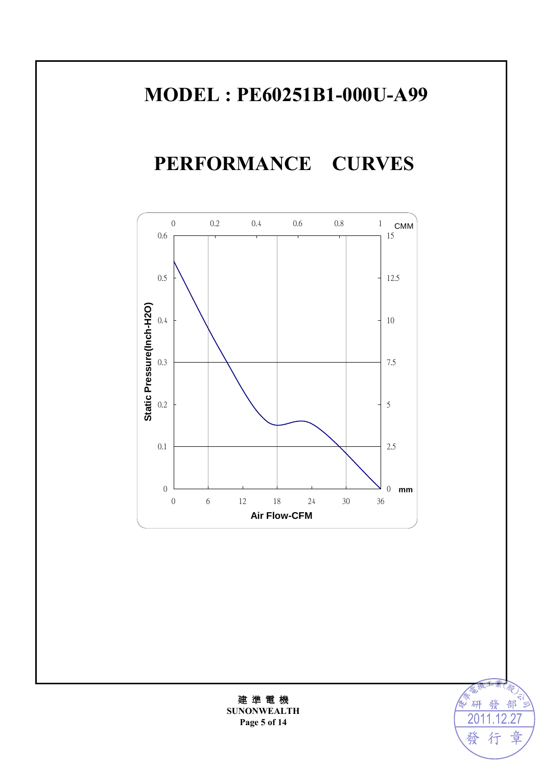# MODEL : PE60251B1-000U-A99

# PERFORMANCE　CURVES

Static Pressure(Inch-H2O)

0.6
0.5
0.4
0.3
0.2
0.1
0

0　0.2　0.4　0.6　0.8　1　CMM

15
12.5
10
7.5
5
2.5
0　mm

0　6　12　18　24　30　36

Air Flow-CFM

**建 準 電 機**
**SUNONWEALTH**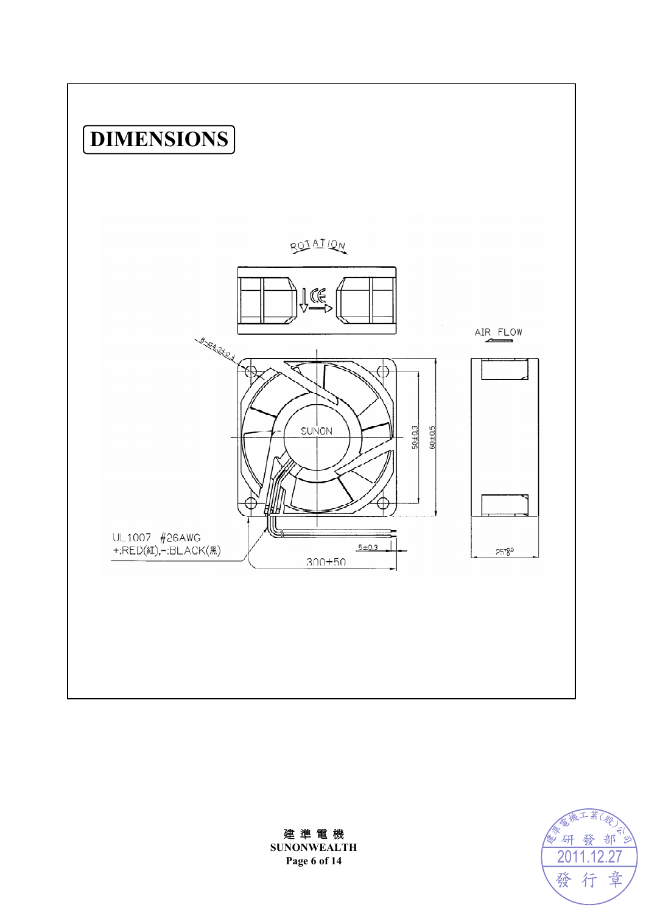# DIMENSIONS

ROTATION

AIR FLOW

8-Ø4.3±0.3

SUNON

50±0.3

60±0.5

UL1007 #26AWG
+:RED(紅),-:BLACK(黑)

5±0.3

300+50

25 $^{+0.5}_{0}$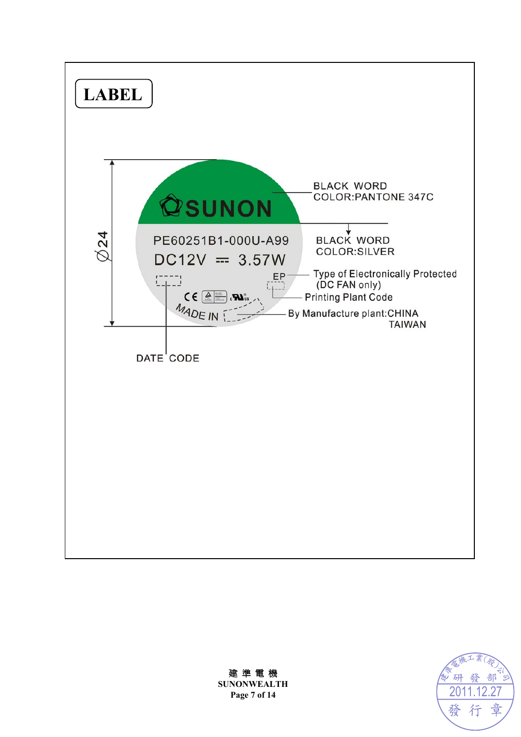# LABEL

SUNON

PE60251B1-000U-A99

DC12V ⎓ 3.57W

EP

CE

MADE IN

Ø24

BLACK WORD
COLOR:PANTONE 347C

BLACK WORD
COLOR:SILVER

Type of Electronically Protected
(DC FAN only)

Printing Plant Code

By Manufacture plant:CHINA
TAIWAN

DATE CODE

建 準 電 機
SUNONWEALTH

建準電機工業(股)公司
研 發 部
2011.12.27
發 行 章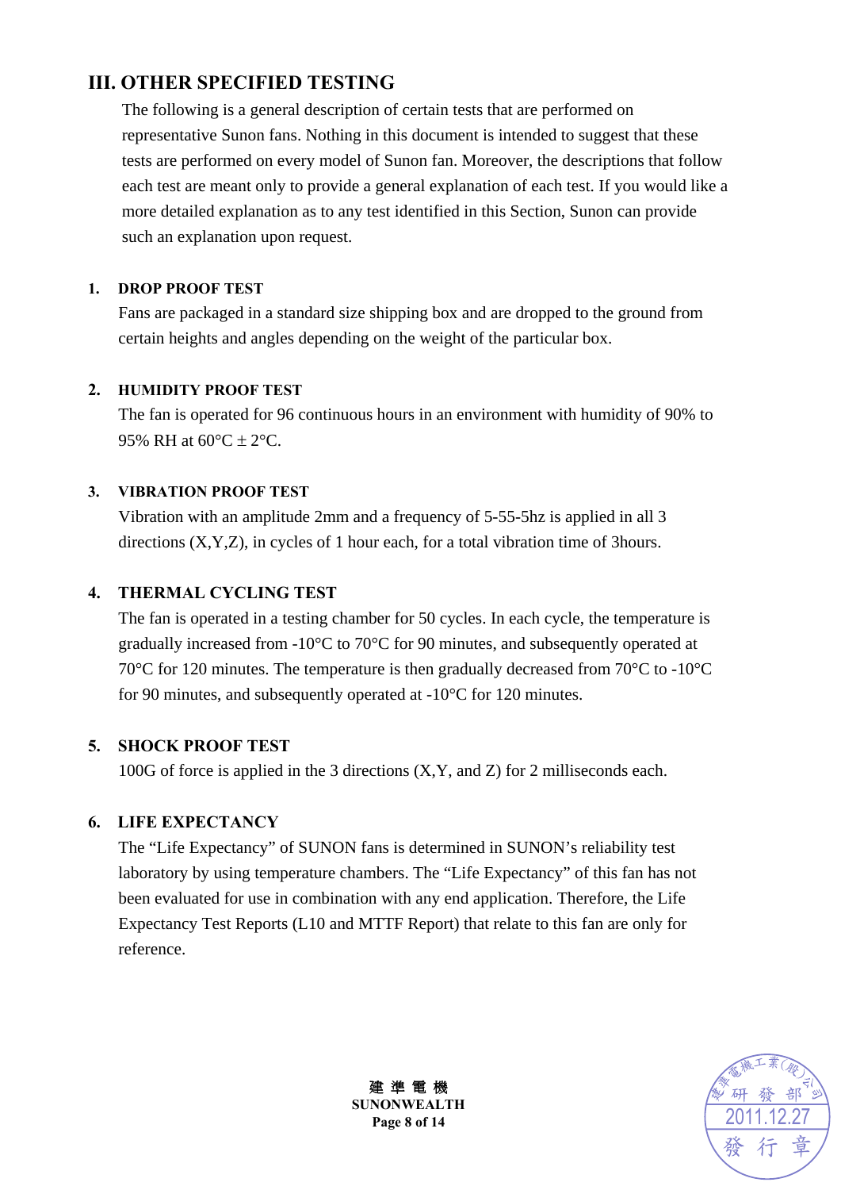## III. OTHER SPECIFIED TESTING

The following is a general description of certain tests that are performed on representative Sunon fans. Nothing in this document is intended to suggest that these tests are performed on every model of Sunon fan. Moreover, the descriptions that follow each test are meant only to provide a general explanation of each test. If you would like a more detailed explanation as to any test identified in this Section, Sunon can provide such an explanation upon request.

### 1. DROP PROOF TEST

Fans are packaged in a standard size shipping box and are dropped to the ground from certain heights and angles depending on the weight of the particular box.

### 2. HUMIDITY PROOF TEST

The fan is operated for 96 continuous hours in an environment with humidity of 90% to 95% RH at 60°C ± 2°C.

### 3. VIBRATION PROOF TEST

Vibration with an amplitude 2mm and a frequency of 5-55-5hz is applied in all 3 directions (X,Y,Z), in cycles of 1 hour each, for a total vibration time of 3hours.

### 4. THERMAL CYCLING TEST

The fan is operated in a testing chamber for 50 cycles. In each cycle, the temperature is gradually increased from -10°C to 70°C for 90 minutes, and subsequently operated at 70°C for 120 minutes. The temperature is then gradually decreased from 70°C to -10°C for 90 minutes, and subsequently operated at -10°C for 120 minutes.

### 5. SHOCK PROOF TEST

100G of force is applied in the 3 directions (X,Y, and Z) for 2 milliseconds each.

### 6. LIFE EXPECTANCY

The "Life Expectancy" of SUNON fans is determined in SUNON's reliability test laboratory by using temperature chambers. The "Life Expectancy" of this fan has not been evaluated for use in combination with any end application. Therefore, the Life Expectancy Test Reports (L10 and MTTF Report) that relate to this fan are only for reference.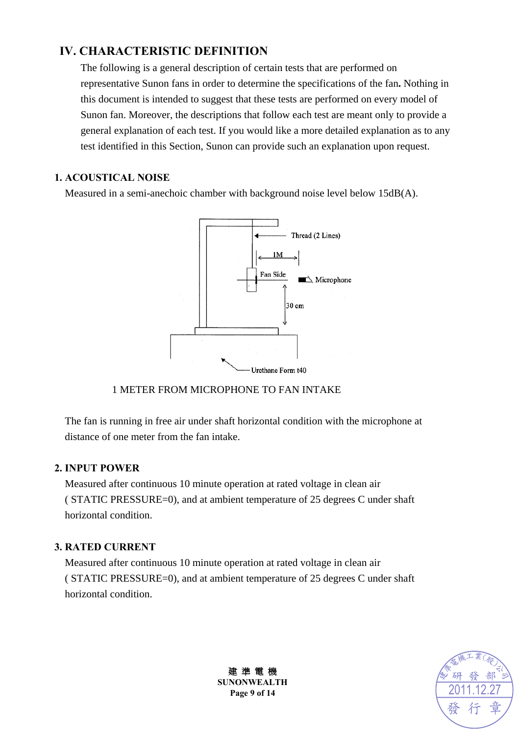## IV. CHARACTERISTIC DEFINITION

The following is a general description of certain tests that are performed on representative Sunon fans in order to determine the specifications of the fan. Nothing in this document is intended to suggest that these tests are performed on every model of Sunon fan. Moreover, the descriptions that follow each test are meant only to provide a general explanation of each test. If you would like a more detailed explanation as to any test identified in this Section, Sunon can provide such an explanation upon request.

### 1. ACOUSTICAL NOISE

Measured in a semi-anechoic chamber with background noise level below 15dB(A).

Thread (2 Lines)

1M

Fan Side

Microphone

30 cm

Urethane Form t40

1 METER FROM MICROPHONE TO FAN INTAKE

The fan is running in free air under shaft horizontal condition with the microphone at distance of one meter from the fan intake.

### 2. INPUT POWER

Measured after continuous 10 minute operation at rated voltage in clean air ( STATIC PRESSURE=0), and at ambient temperature of 25 degrees C under shaft horizontal condition.

### 3. RATED CURRENT

Measured after continuous 10 minute operation at rated voltage in clean air ( STATIC PRESSURE=0), and at ambient temperature of 25 degrees C under shaft horizontal condition.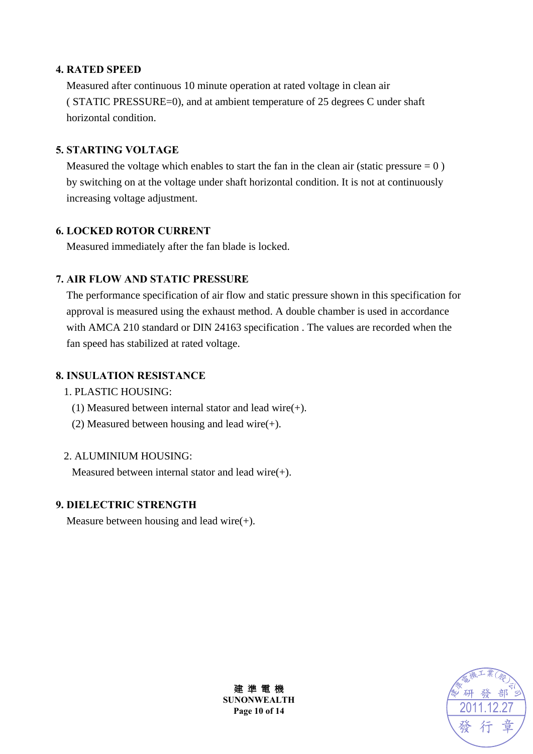**4. RATED SPEED**

Measured after continuous 10 minute operation at rated voltage in clean air ( STATIC PRESSURE=0), and at ambient temperature of 25 degrees C under shaft horizontal condition.

**5. STARTING VOLTAGE**

Measured the voltage which enables to start the fan in the clean air (static pressure = 0 ) by switching on at the voltage under shaft horizontal condition. It is not at continuously increasing voltage adjustment.

**6. LOCKED ROTOR CURRENT**

Measured immediately after the fan blade is locked.

**7. AIR FLOW AND STATIC PRESSURE**

The performance specification of air flow and static pressure shown in this specification for approval is measured using the exhaust method. A double chamber is used in accordance with AMCA 210 standard or DIN 24163 specification . The values are recorded when the fan speed has stabilized at rated voltage.

**8. INSULATION RESISTANCE**

1. PLASTIC HOUSING:
   (1) Measured between internal stator and lead wire(+).
   (2) Measured between housing and lead wire(+).

2. ALUMINIUM HOUSING:
   Measured between internal stator and lead wire(+).

**9. DIELECTRIC STRENGTH**

Measure between housing and lead wire(+).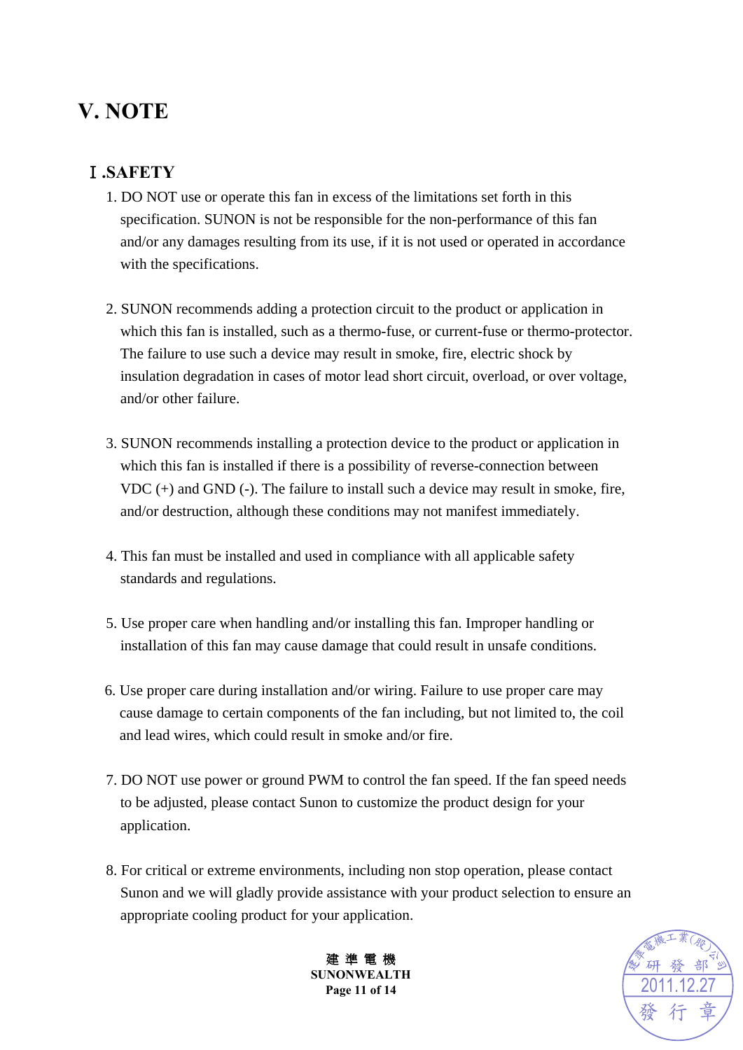# V. NOTE

## Ⅰ.SAFETY

1. DO NOT use or operate this fan in excess of the limitations set forth in this specification. SUNON is not be responsible for the non-performance of this fan and/or any damages resulting from its use, if it is not used or operated in accordance with the specifications.

2. SUNON recommends adding a protection circuit to the product or application in which this fan is installed, such as a thermo-fuse, or current-fuse or thermo-protector. The failure to use such a device may result in smoke, fire, electric shock by insulation degradation in cases of motor lead short circuit, overload, or over voltage, and/or other failure.

3. SUNON recommends installing a protection device to the product or application in which this fan is installed if there is a possibility of reverse-connection between VDC (+) and GND (-). The failure to install such a device may result in smoke, fire, and/or destruction, although these conditions may not manifest immediately.

4. This fan must be installed and used in compliance with all applicable safety standards and regulations.

5. Use proper care when handling and/or installing this fan. Improper handling or installation of this fan may cause damage that could result in unsafe conditions.

6. Use proper care during installation and/or wiring. Failure to use proper care may cause damage to certain components of the fan including, but not limited to, the coil and lead wires, which could result in smoke and/or fire.

7. DO NOT use power or ground PWM to control the fan speed. If the fan speed needs to be adjusted, please contact Sunon to customize the product design for your application.

8. For critical or extreme environments, including non stop operation, please contact Sunon and we will gladly provide assistance with your product selection to ensure an appropriate cooling product for your application.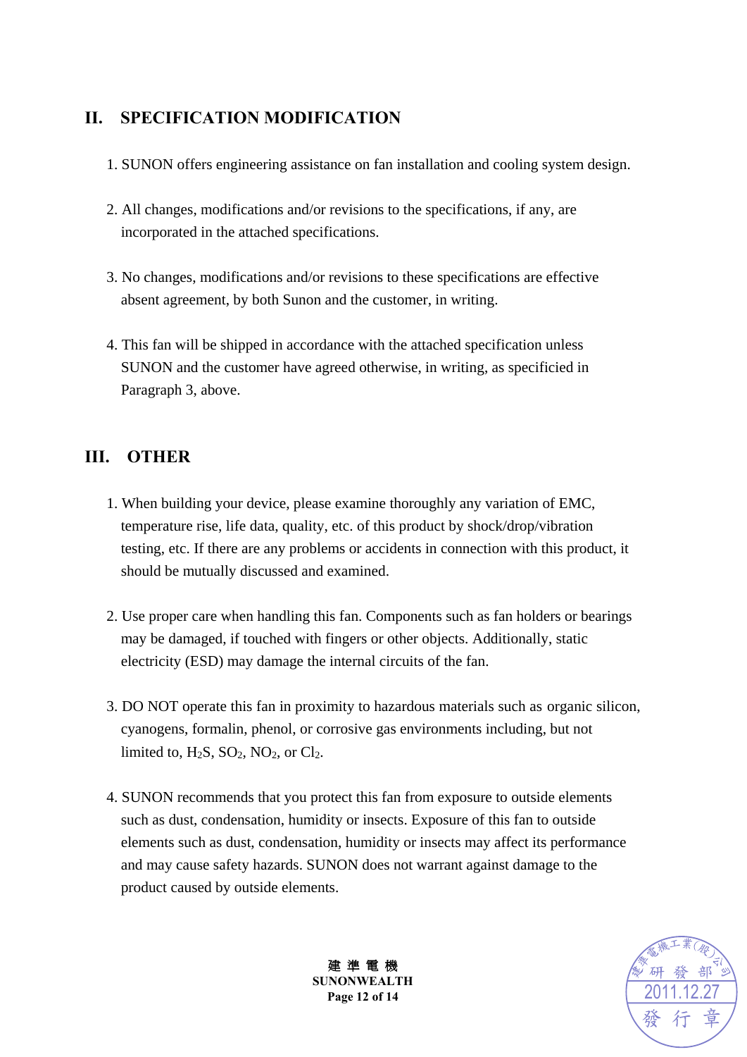## II. SPECIFICATION MODIFICATION

1. SUNON offers engineering assistance on fan installation and cooling system design.

2. All changes, modifications and/or revisions to the specifications, if any, are incorporated in the attached specifications.

3. No changes, modifications and/or revisions to these specifications are effective absent agreement, by both Sunon and the customer, in writing.

4. This fan will be shipped in accordance with the attached specification unless SUNON and the customer have agreed otherwise, in writing, as specificied in Paragraph 3, above.

## III. OTHER

1. When building your device, please examine thoroughly any variation of EMC, temperature rise, life data, quality, etc. of this product by shock/drop/vibration testing, etc. If there are any problems or accidents in connection with this product, it should be mutually discussed and examined.

2. Use proper care when handling this fan. Components such as fan holders or bearings may be damaged, if touched with fingers or other objects. Additionally, static electricity (ESD) may damage the internal circuits of the fan.

3. DO NOT operate this fan in proximity to hazardous materials such as organic silicon, cyanogens, formalin, phenol, or corrosive gas environments including, but not limited to, $H_2S$, $SO_2$, $NO_2$, or $Cl_2$.

4. SUNON recommends that you protect this fan from exposure to outside elements such as dust, condensation, humidity or insects. Exposure of this fan to outside elements such as dust, condensation, humidity or insects may affect its performance and may cause safety hazards. SUNON does not warrant against damage to the product caused by outside elements.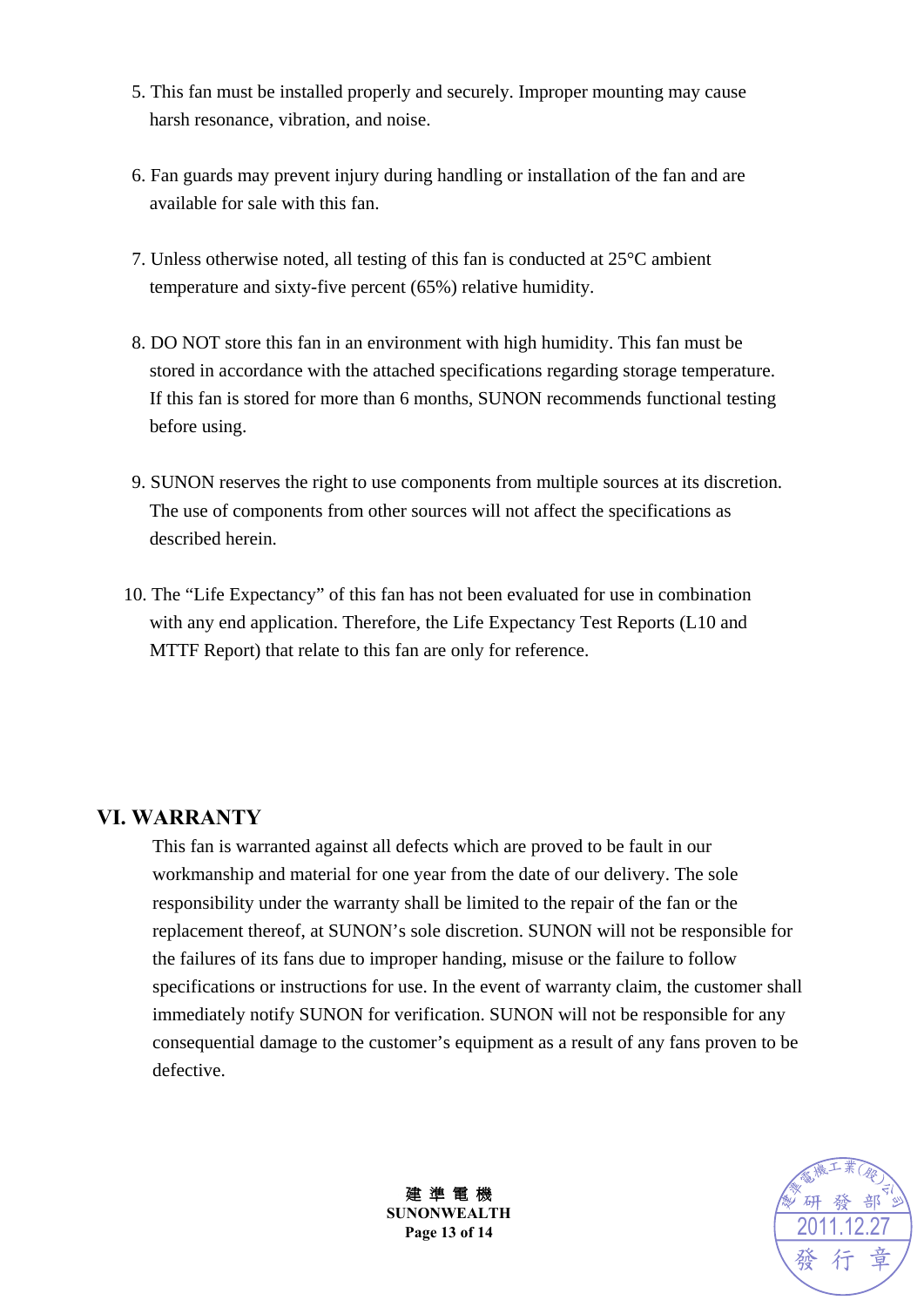5. This fan must be installed properly and securely. Improper mounting may cause harsh resonance, vibration, and noise.

6. Fan guards may prevent injury during handling or installation of the fan and are available for sale with this fan.

7. Unless otherwise noted, all testing of this fan is conducted at 25°C ambient temperature and sixty-five percent (65%) relative humidity.

8. DO NOT store this fan in an environment with high humidity. This fan must be stored in accordance with the attached specifications regarding storage temperature. If this fan is stored for more than 6 months, SUNON recommends functional testing before using.

9. SUNON reserves the right to use components from multiple sources at its discretion. The use of components from other sources will not affect the specifications as described herein.

10. The "Life Expectancy" of this fan has not been evaluated for use in combination with any end application. Therefore, the Life Expectancy Test Reports (L10 and MTTF Report) that relate to this fan are only for reference.

## VI. WARRANTY

This fan is warranted against all defects which are proved to be fault in our workmanship and material for one year from the date of our delivery. The sole responsibility under the warranty shall be limited to the repair of the fan or the replacement thereof, at SUNON's sole discretion. SUNON will not be responsible for the failures of its fans due to improper handing, misuse or the failure to follow specifications or instructions for use. In the event of warranty claim, the customer shall immediately notify SUNON for verification. SUNON will not be responsible for any consequential damage to the customer's equipment as a result of any fans proven to be defective.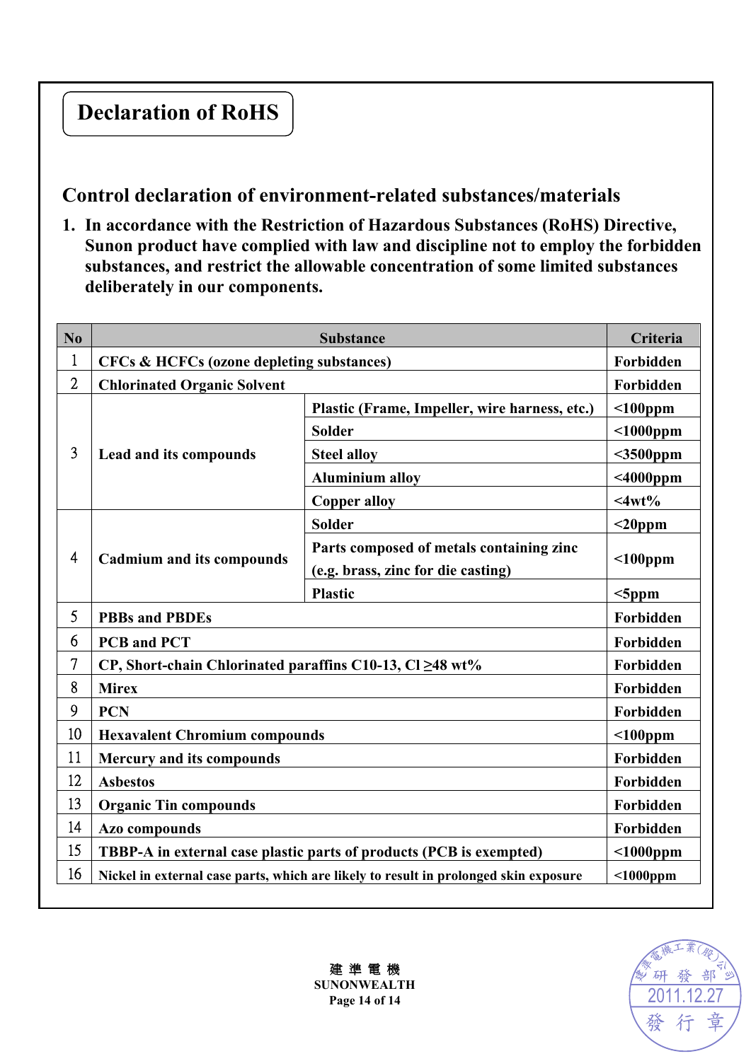# Declaration of RoHS

## Control declaration of environment-related substances/materials

1. **In accordance with the Restriction of Hazardous Substances (RoHS) Directive, Sunon product have complied with law and discipline not to employ the forbidden substances, and restrict the allowable concentration of some limited substances deliberately in our components.**

| No | Substance | | Criteria |
|---|---|---|---|
| 1 | CFCs & HCFCs (ozone depleting substances) | | Forbidden |
| 2 | Chlorinated Organic Solvent | | Forbidden |
| 3 | Lead and its compounds | Plastic (Frame, Impeller, wire harness, etc.) | <100ppm |
| | | Solder | <1000ppm |
| | | Steel alloy | <3500ppm |
| | | Aluminium alloy | <4000ppm |
| | | Copper alloy | <4wt% |
| 4 | Cadmium and its compounds | Solder | <20ppm |
| | | Parts composed of metals containing zinc (e.g. brass, zinc for die casting) | <100ppm |
| | | Plastic | <5ppm |
| 5 | PBBs and PBDEs | | Forbidden |
| 6 | PCB and PCT | | Forbidden |
| 7 | CP, Short-chain Chlorinated paraffins C10-13, Cl ≥48 wt% | | Forbidden |
| 8 | Mirex | | Forbidden |
| 9 | PCN | | Forbidden |
| 10 | Hexavalent Chromium compounds | | <100ppm |
| 11 | Mercury and its compounds | | Forbidden |
| 12 | Asbestos | | Forbidden |
| 13 | Organic Tin compounds | | Forbidden |
| 14 | Azo compounds | | Forbidden |
| 15 | TBBP-A in external case plastic parts of products (PCB is exempted) | | <1000ppm |
| 16 | Nickel in external case parts, which are likely to result in prolonged skin exposure | | <1000ppm |

建 準 電 機
SUNONWEALTH

建準電機工業(股)公司 研發部 2011.12.27 發行章